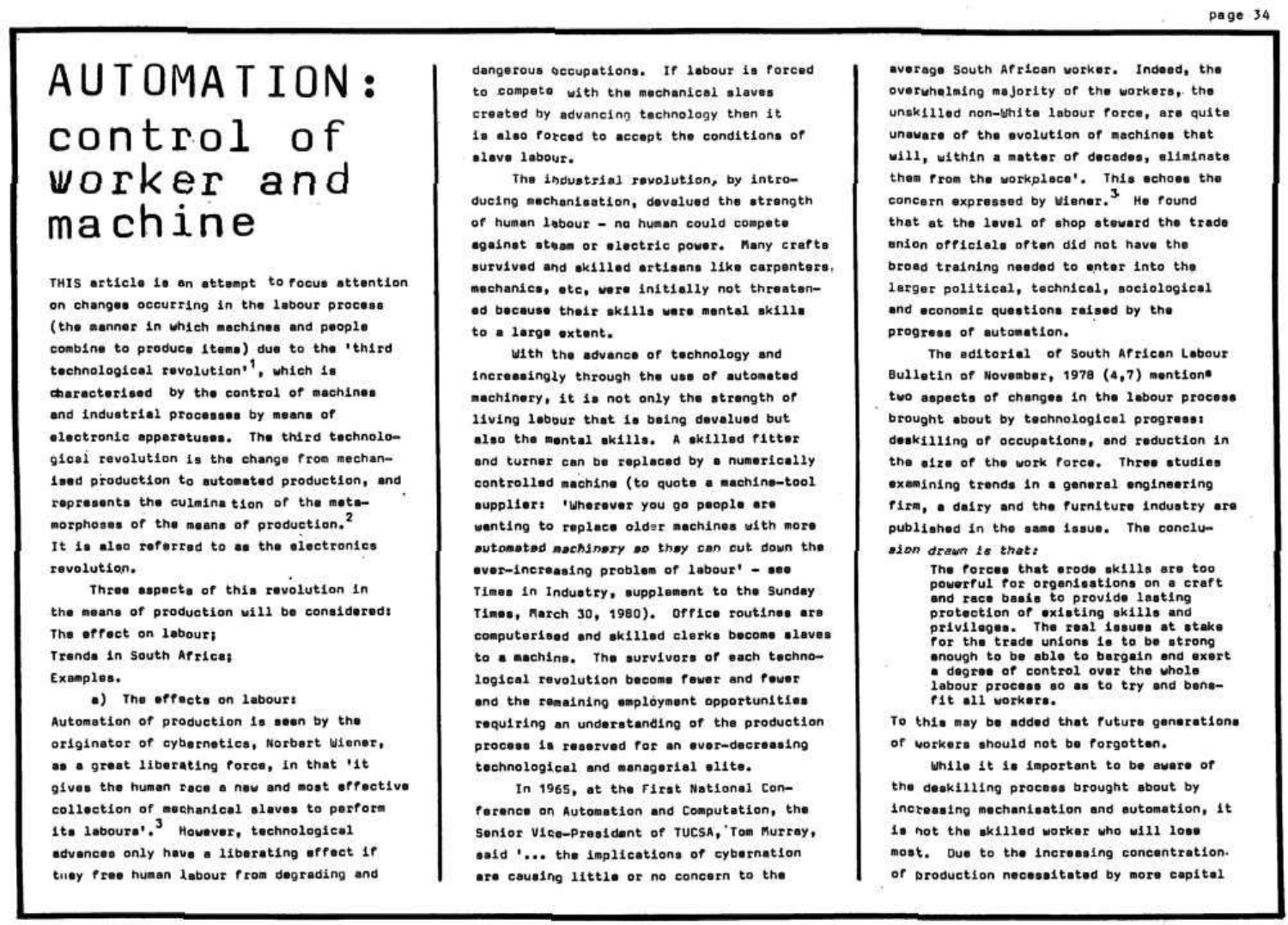# AUTOMATION: control of worker and machine

THIS article is an attempt to focus attention on changes occurring in the labour process (the manner in which machines and people combine to produce items) due to the 'third technological revolution'[1], which is characterised by the control of machines and industrial processes by means of electronic apparatuses. The third technological revolution is the change from mechanised production to automated production, and represents the culmination of the metamorphoses of the means of production.[2] It is also referred to as the electronics revolution.

Three aspects of this revolution in the means of production will be considered:
The effect on labour;
Trends in South Africa;
Examples.

a) The effects on labour:
Automation of production is seen by the originator of cybernetics, Norbert Wiener, as a great liberating force, in that 'it gives the human race a new and most effective collection of mechanical slaves to perform its labours'.[3] However, technological advances only have a liberating effect if they free human labour from degrading and dangerous occupations. If labour is forced to compete with the mechanical slaves created by advancing technology then it is also forced to accept the conditions of slave labour.

The industrial revolution, by introducing mechanisation, devalued the strength of human labour - no human could compete against steam or electric power. Many crafts survived and skilled artisans like carpenters, mechanics, etc, were initially not threatened because their skills were mental skills to a large extent.

With the advance of technology and increasingly through the use of automated machinery, it is not only the strength of living labour that is being devalued but also the mental skills. A skilled fitter and turner can be replaced by a numerically controlled machine (to quote a machine-tool supplier: 'Wherever you go people are wanting to replace older machines with more *automated machinery so they can cut down the* ever-increasing problem of labour' - see Times in Industry, supplement to the Sunday Times, March 30, 1980). Office routines are computerised and skilled clerks become slaves to a machine. The survivors of each technological revolution become fewer and fewer and the remaining employment opportunities requiring an understanding of the production process is reserved for an ever-decreasing technological and managerial elite.

In 1965, at the First National Conference on Automation and Computation, the Senior Vice-President of TUCSA, Tom Murray, said '... the implications of cybernation are causing little or no concern to the average South African worker. Indeed, the overwhelming majority of the workers, the unskilled non-White labour force, are quite unaware of the evolution of machines that will, within a matter of decades, eliminate them from the workplace'. This echoes the concern expressed by Wiener.[3] He found that at the level of shop steward the trade union officials often did not have the broad training needed to enter into the larger political, technical, sociological and economic questions raised by the progress of automation.

The editorial of South African Labour Bulletin of November, 1978 (4,7) mention two aspects of changes in the labour process brought about by technological progress: deskilling of occupations, and reduction in the size of the work force. Three studies examining trends in a general engineering firm, a dairy and the furniture industry are published in the same issue. The conclu*sion drawn is that:*

> The forces that erode skills are too powerful for organisations on a craft and race basis to provide lasting protection of existing skills and privileges. The real issues at stake for the trade unions is to be strong enough to be able to bargain and exert a degree of control over the whole labour process so as to try and benefit all workers.

To this may be added that future generations of workers should not be forgotten.

While it is important to be aware of the deskilling process brought about by increasing mechanisation and automation, it is not the skilled worker who will lose most. Due to the increasing concentration of production necessitated by more capital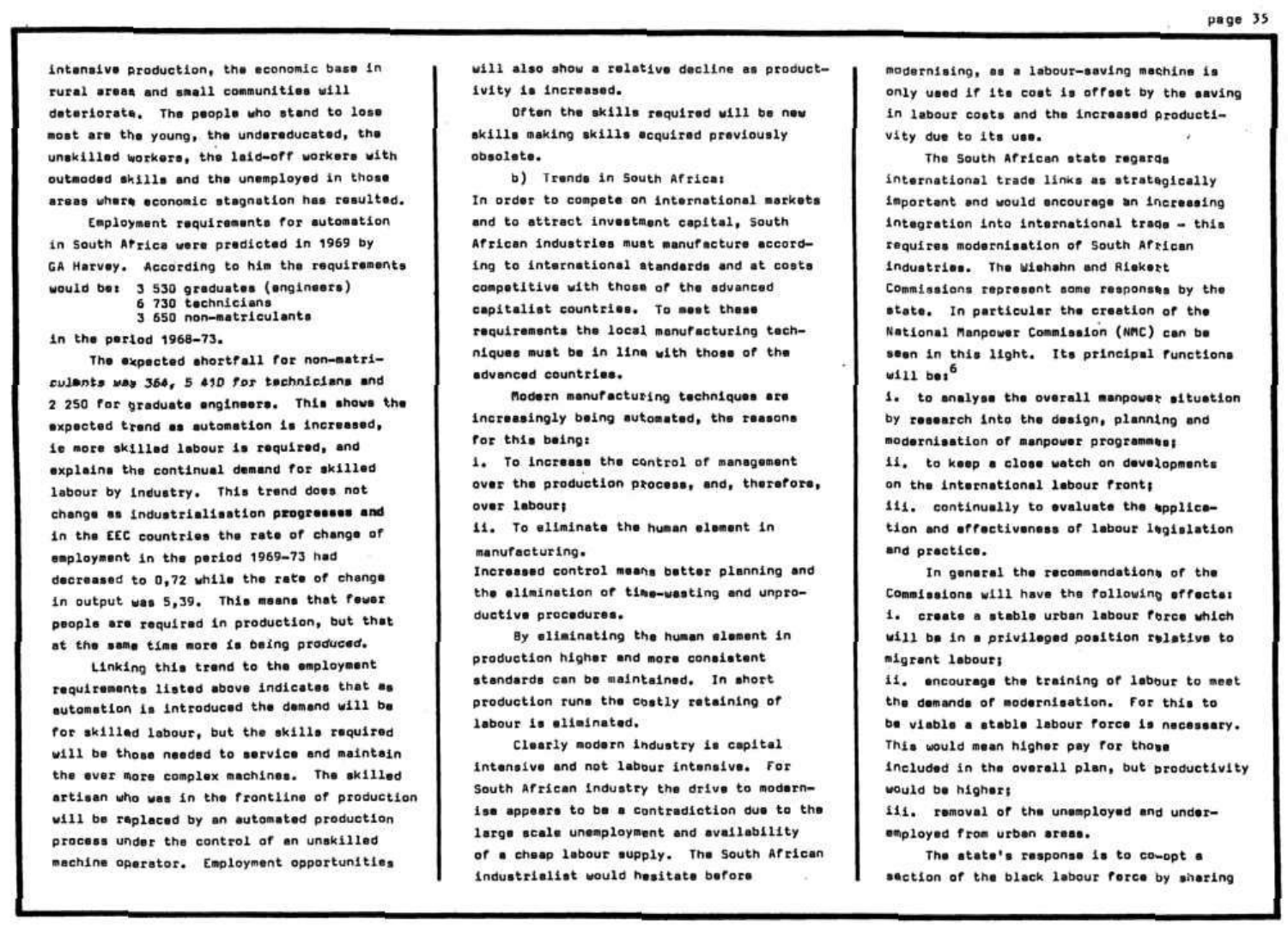intensive production, the economic base in rural areas and small communities will deteriorate. The people who stand to lose most are the young, the undereducated, the unskilled workers, the laid-off workers with outmoded skills and the unemployed in those areas where economic stagnation has resulted.

Employment requirements for automation in South Africa were predicted in 1969 by GA Harvey. According to him the requirements would be:

3 530 graduates (engineers)
6 730 technicians
3 650 non-matriculants

in the period 1968-73.

The expected shortfall for non-matriculants was 364, 5 410 for technicians and 2 250 for graduate engineers. This shows the expected trend as automation is increased, ie more skilled labour is required, and explains the continual demand for skilled labour by industry. This trend does not change as industrialisation progresses and in the EEC countries the rate of change of employment in the period 1969-73 had decreased to 0,72 while the rate of change in output was 5,39. This means that fewer people are required in production, but that at the same time more is being produced.

Linking this trend to the employment requirements listed above indicates that as automation is introduced the demand will be for skilled labour, but the skills required will be those needed to service and maintain the ever more complex machines. The skilled artisan who was in the frontline of production will be replaced by an automated production process under the control of an unskilled machine operator. Employment opportunities will also show a relative decline as productivity is increased.

Often the skills required will be new skills making skills acquired previously obsolete.

b) Trends in South Africa:

In order to compete on international markets and to attract investment capital, South African industries must manufacture according to international standards and at costs competitive with those of the advanced capitalist countries. To meet these requirements the local manufacturing techniques must be in line with those of the advanced countries.

Modern manufacturing techniques are increasingly being automated, the reasons for this being:

i. To increase the control of management over the production process, and, therefore, over labour;

ii. To eliminate the human element in manufacturing.

Increased control means better planning and the elimination of time-wasting and unproductive procedures.

By eliminating the human element in production higher and more consistent standards can be maintained. In short production runs the costly retaining of labour is eliminated.

Clearly modern industry is capital intensive and not labour intensive. For South African industry the drive to modernise appears to be a contradiction due to the large scale unemployment and availability of a cheap labour supply. The South African industrialist would hesitate before modernising, as a labour-saving machine is only used if its cost is offset by the saving in labour costs and the increased productivity due to its use.

The South African state regards international trade links as strategically important and would encourage an increasing integration into international trade - this requires modernisation of South African industries. The Wiehahn and Riekert Commissions represent some responses by the state. In particular the creation of the National Manpower Commission (NMC) can be seen in this light. Its principal functions will be:[6]

i. to analyse the overall manpower situation by research into the design, planning and modernisation of manpower programmes;

ii. to keep a close watch on developments on the international labour front;

iii. continually to evaluate the application and effectiveness of labour legislation and practice.

In general the recommendations of the Commissions will have the following effects:

i. create a stable urban labour force which will be in a privileged position relative to migrant labour;

ii. encourage the training of labour to meet the demands of modernisation. For this to be viable a stable labour force is necessary. This would mean higher pay for those included in the overall plan, but productivity would be higher;

iii. removal of the unemployed and underemployed from urban areas.

The state's response is to co-opt a section of the black labour force by sharing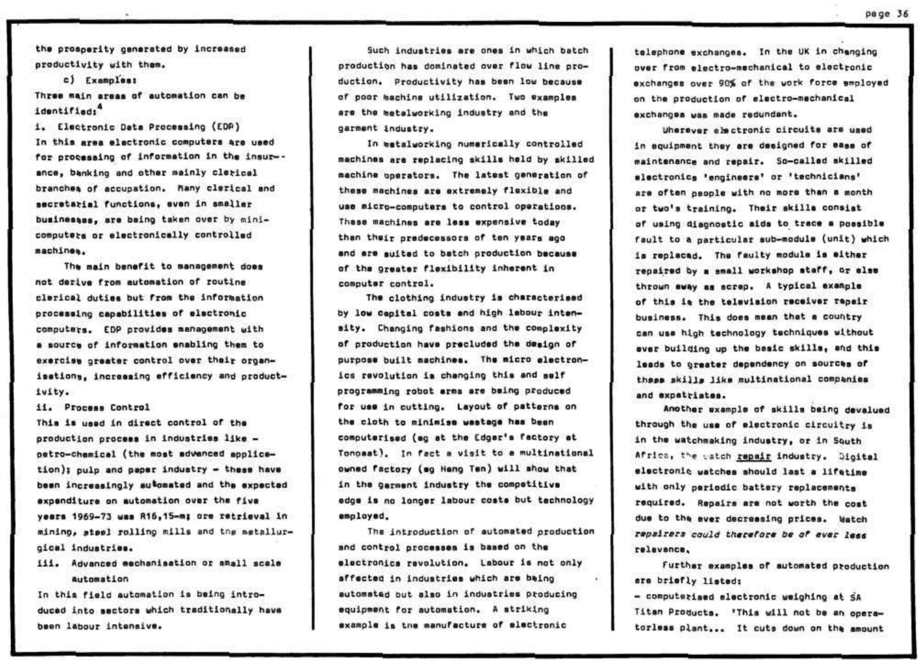the prosperity generated by increased productivity with them.

c) Examples:

Three main areas of automation can be identified:[4]

i. Electronic Data Processing (EDP)

In this area electronic computers are used for processing of information in the insurance, banking and other mainly clerical branches of accupation. Many clerical and secretarial functions, even in smaller businesses, are being taken over by mini-computers or electronically controlled machines.

The main benefit to management does not derive from automation of routine clerical duties but from the information processing capabilities of electronic computers. EDP provides management with a source of information enabling them to exercise greater control over their organisations, increasing efficiency and productivity.

ii. Process Control

This is used in direct control of the production process in industries like - petro-chemical (the most advanced application); pulp and paper industry - these have been increasingly automated and the expected expenditure on automation over the five years 1969-73 was R16,15-m; ore retrieval in mining, steel rolling mills and the metallurgical industries.

iii. Advanced mechanisation or small scale automation

In this field automation is being introduced into sectors which traditionally have been labour intensive.

Such industries are ones in which batch production has dominated over flow line production. Productivity has been low because of poor machine utilization. Two examples are the metalworking industry and the garment industry.

In metalworking numerically controlled machines are replacing skills held by skilled machine operators. The latest generation of these machines are extremely flexible and use micro-computers to control operations. These machines are less expensive today than their predecessors of ten years ago and are suited to batch production because of the greater flexibility inherent in computer control.

The clothing industry is characterised by low capital costs and high labour intensity. Changing fashions and the complexity of production have precluded the design of purpose built machines. The micro electronics revolution is changing this and self programming robot arms are being produced for use in cutting. Layout of patterns on the cloth to minimise wastage has been computerised (eg at the Edger's factory at Tongaat). In fact a visit to a multinational owned factory (eg Hang Ten) will show that in the garment industry the competitive edge is no longer labour costs but technology employed.

The introduction of automated production and control processes is based on the electronics revolution. Labour is not only affected in industries which are being automated but also in industries producing equipment for automation. A striking example is the manufacture of electronic telephone exchanges. In the UK in changing over from electro-mechanical to electronic exchanges over 90% of the work force employed on the production of electro-mechanical exchanges was made redundant.

Wherever electronic circuits are used in equipment they are designed for ease of maintenance and repair. So-called skilled electronics 'engineers' or 'technicians' are often people with no more than a month or two's training. Their skills consist of using diagnostic aids to trace a possible fault to a particular sub-module (unit) which is replaced. The faulty module is either repaired by a small workshop staff, or else thrown away as scrap. A typical example of this is the television receiver repair business. This does mean that a country can use high technology techniques without ever building up the basic skills, and this leads to greater dependency on sources of these skills like multinational companies and expatriates.

Another example of skills being devalued through the use of electronic circuitry is in the watchmaking industry, or in South Africa, the watch repair industry. Digital electronic watches should last a lifetime with only periodic battery replacements required. Repairs are not worth the cost due to the ever decreasing prices. *Watch repairers could therefore be of ever less relevance.*

Further examples of automated production are briefly listed:

- computerised electronic weighing at SA Titan Products. 'This will not be an operatorless plant... It cuts down on the amount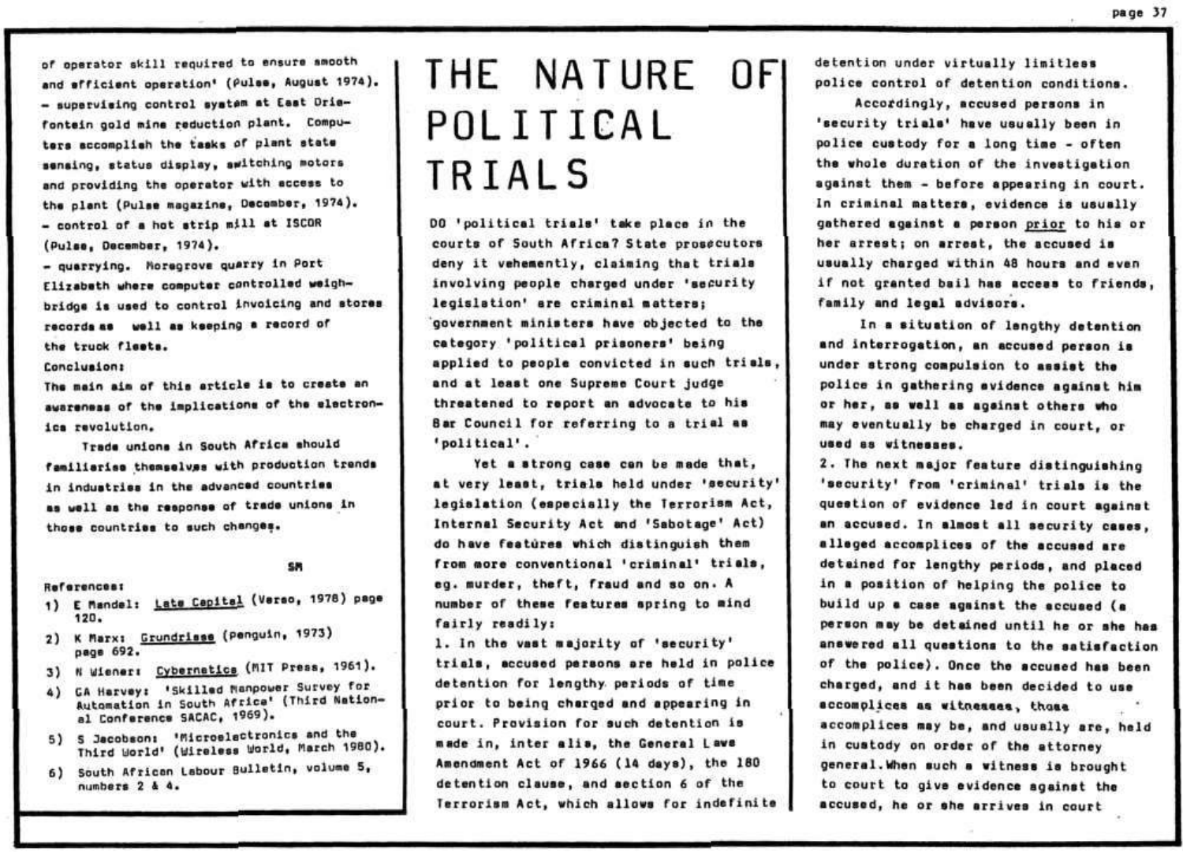of operator skill required to ensure smooth and efficient operation' (Pulse, August 1974).

- supervising control system at East Driefontein gold mine reduction plant. Computers accomplish the tasks of plant state sensing, status display, switching motors and providing the operator with access to the plant (Pulse magazine, December, 1974).
- control of a hot strip mill at ISCOR (Pulse, December, 1974).
- quarrying. Moregrove quarry in Port Elizabeth where computer controlled weighbridge is used to control invoicing and stores records as well as keeping a record of the truck fleets.

Conclusion:

The main aim of this article is to create an awareness of the implications of the electronics revolution.

Trade unions in South Africa should familiarise themselves with production trends in industries in the advanced countries as well as the response of trade unions in those countries to such changes.

SM

References:

1) E Mandel: Late Capital (Verso, 1978) page 120.
2) K Marx: Grundrisse (Penguin, 1973) page 692.
3) N Wiener: Cybernetics (MIT Press, 1961).
4) GA Harvey: 'Skilled Manpower Survey for Automation in South Africa' (Third National Conference SACAC, 1969).
5) S Jacobson: 'Microelectronics and the Third World' (Wireless World, March 1980).
6) South African Labour Bulletin, volume 5, numbers 2 & 4.

# THE NATURE OF POLITICAL TRIALS

DO 'political trials' take place in the courts of South Africa? State prosecutors deny it vehemently, claiming that trials involving people charged under 'security legislation' are criminal matters; government ministers have objected to the category 'political prisoners' being applied to people convicted in such trials, and at least one Supreme Court judge threatened to report an advocate to his Bar Council for referring to a trial as 'political'.

Yet a strong case can be made that, at very least, trials held under 'security' legislation (especially the Terrorism Act, Internal Security Act and 'Sabotage' Act) do have features which distinguish them from more conventional 'criminal' trials, eg. murder, theft, fraud and so on. A number of these features spring to mind fairly readily:

1. In the vast majority of 'security' trials, accused persons are held in police detention for lengthy periods of time prior to being charged and appearing in court. Provision for such detention is made in, inter alia, the General Laws Amendment Act of 1966 (14 days), the 180 detention clause, and section 6 of the Terrorism Act, which allows for indefinite detention under virtually limitless police control of detention conditions.

Accordingly, accused persons in 'security trials' have usually been in police custody for a long time - often the whole duration of the investigation against them - before appearing in court. In criminal matters, evidence is usually gathered against a person prior to his or her arrest; on arrest, the accused is usually charged within 48 hours and even if not granted bail has access to friends, family and legal advisors.

In a situation of lengthy detention and interrogation, an accused person is under strong compulsion to assist the police in gathering evidence against him or her, as well as against others who may eventually be charged in court, or used as witnesses.

2. The next major feature distinguishing 'security' from 'criminal' trials is the question of evidence led in court against an accused. In almost all security cases, alleged accomplices of the accused are detained for lengthy periods, and placed in a position of helping the police to build up a case against the accused (a person may be detained until he or she has answered all questions to the satisfaction of the police). Once the accused has been charged, and it has been decided to use accomplices as witnesses, those accomplices may be, and usually are, held in custody on order of the attorney general. When such a witness is brought to court to give evidence against the accused, he or she arrives in court